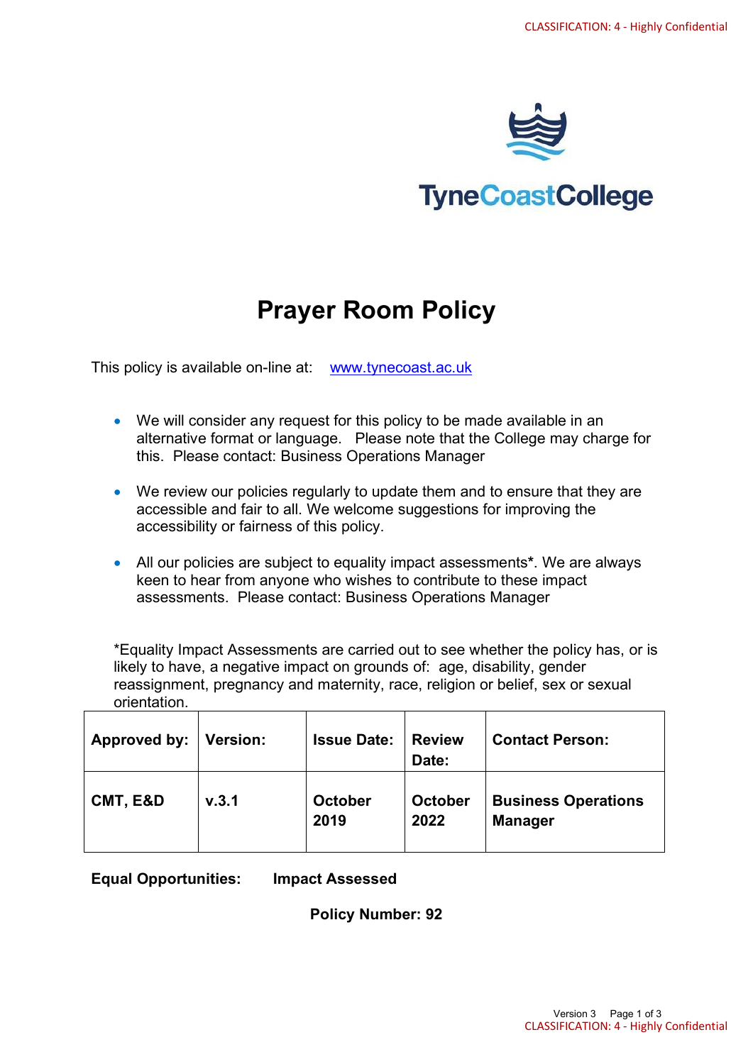TyneCoastCollege

# Prayer Room Policy

This policy is available on-line at: [www.tynecoast.ac.uk](www.tynecoast.ac.uk)

- We will consider any request for this policy to be made available in an alternative format or language. Please note that the College may charge for this. Please contact: Business Operations Manager
- We review our policies regularly to update them and to ensure that they are accessible and fair to all. We welcome suggestions for improving the accessibility or fairness of this policy.
- All our policies are subject to equality impact assessments**\***. We are always keen to hear from anyone who wishes to contribute to these impact assessments. Please contact: Business Operations Manager

*Equality Impact Assessments are carried out to see whether the policy has, or is likely to have, a negative impact on grounds of: age, disability, gender reassignment, pregnancy and maternity, race, religion or belief, sex or sexual orientation.

| Approved by: | Version: | Issue Date: | Review Date: | Contact Person: |
| --- | --- | --- | --- | --- |
| **CMT, E&D** | **v.3.1** | **October 2019** | **October 2022** | **Business Operations Manager** |

**Equal Opportunities:** **Impact Assessed**

**Policy Number: 92**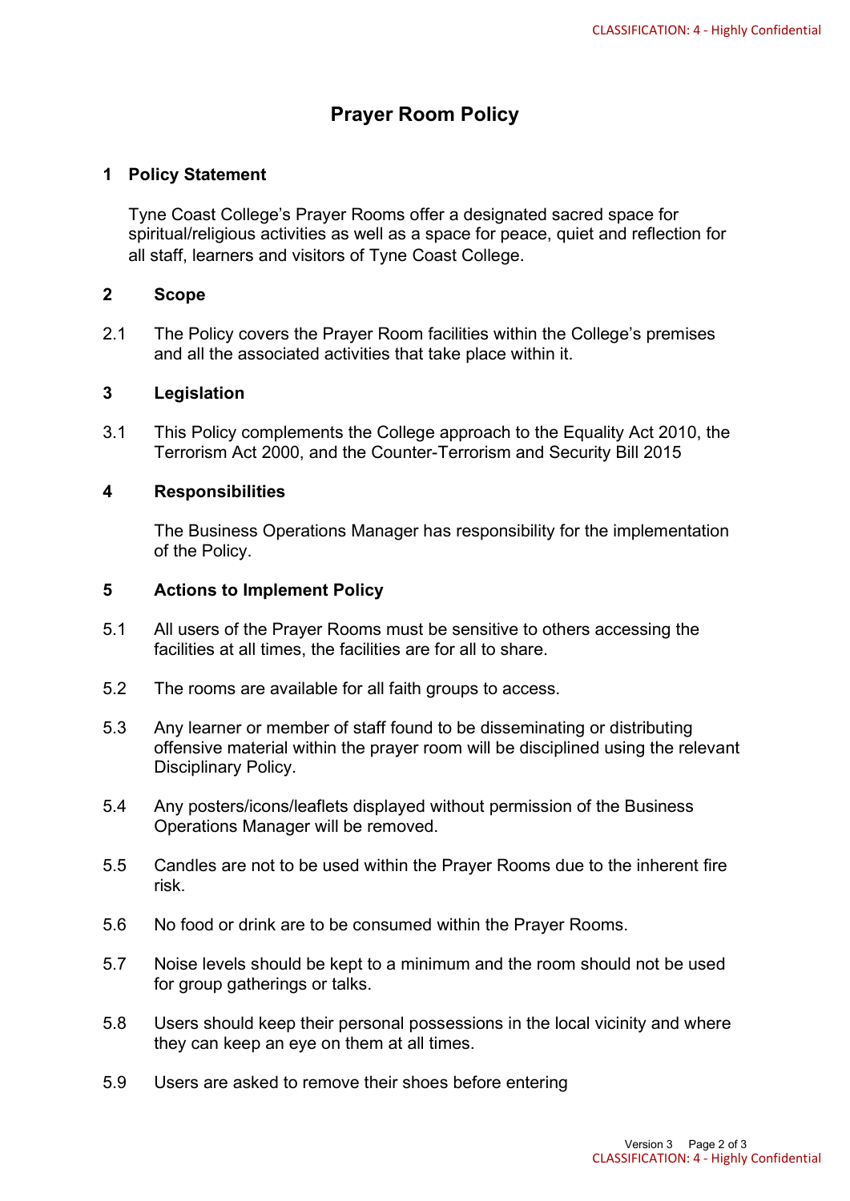# Prayer Room Policy

## 1 Policy Statement

Tyne Coast College's Prayer Rooms offer a designated sacred space for spiritual/religious activities as well as a space for peace, quiet and reflection for all staff, learners and visitors of Tyne Coast College.

## 2 Scope

2.1 The Policy covers the Prayer Room facilities within the College's premises and all the associated activities that take place within it.

## 3 Legislation

3.1 This Policy complements the College approach to the Equality Act 2010, the Terrorism Act 2000, and the Counter-Terrorism and Security Bill 2015

## 4 Responsibilities

The Business Operations Manager has responsibility for the implementation of the Policy.

## 5 Actions to Implement Policy

5.1 All users of the Prayer Rooms must be sensitive to others accessing the facilities at all times, the facilities are for all to share.

5.2 The rooms are available for all faith groups to access.

5.3 Any learner or member of staff found to be disseminating or distributing offensive material within the prayer room will be disciplined using the relevant Disciplinary Policy.

5.4 Any posters/icons/leaflets displayed without permission of the Business Operations Manager will be removed.

5.5 Candles are not to be used within the Prayer Rooms due to the inherent fire risk.

5.6 No food or drink are to be consumed within the Prayer Rooms.

5.7 Noise levels should be kept to a minimum and the room should not be used for group gatherings or talks.

5.8 Users should keep their personal possessions in the local vicinity and where they can keep an eye on them at all times.

5.9 Users are asked to remove their shoes before entering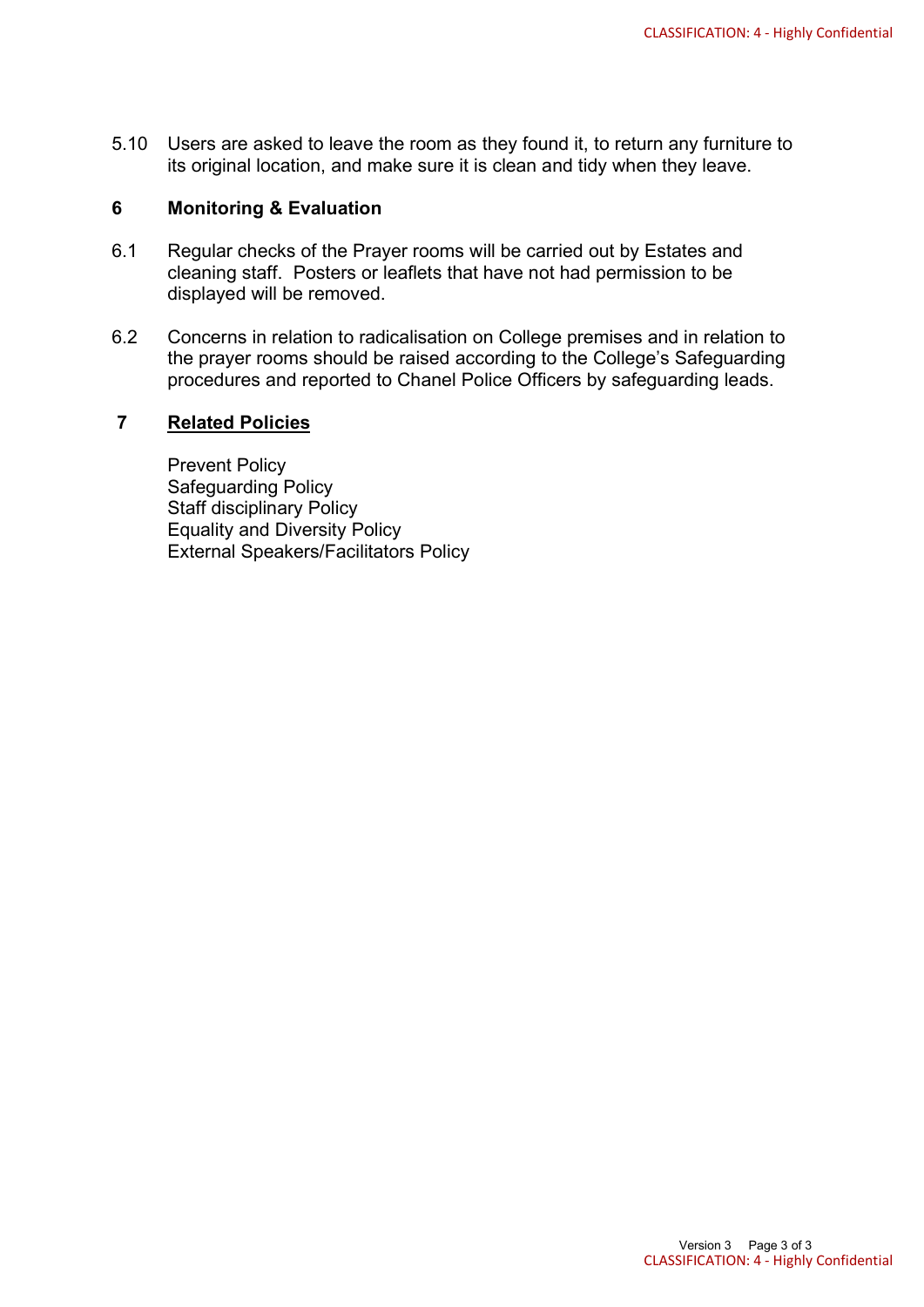5.10 Users are asked to leave the room as they found it, to return any furniture to its original location, and make sure it is clean and tidy when they leave.

## 6 Monitoring & Evaluation

6.1 Regular checks of the Prayer rooms will be carried out by Estates and cleaning staff. Posters or leaflets that have not had permission to be displayed will be removed.

6.2 Concerns in relation to radicalisation on College premises and in relation to the prayer rooms should be raised according to the College's Safeguarding procedures and reported to Chanel Police Officers by safeguarding leads.

## 7 Related Policies

Prevent Policy
Safeguarding Policy
Staff disciplinary Policy
Equality and Diversity Policy
External Speakers/Facilitators Policy